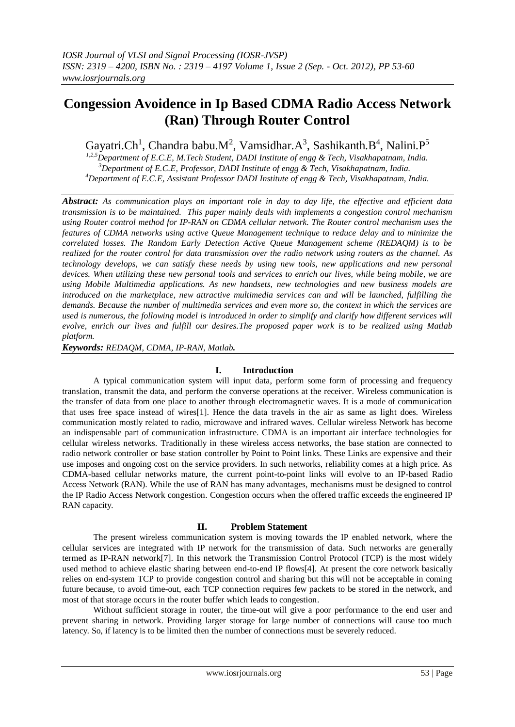# Congession Avoidence in Ip Based CDMA Radio Access Network (Ran) Through Router Control

Gayatri.Ch[1], Chandra babu.M[2], Vamsidhar.A[3], Sashikanth.B[4], Nalini.P[5]

[1,2,5]Department of E.C.E, M.Tech Student, DADI Institute of engg & Tech, Visakhapatnam, India.
[3]Department of E.C.E, Professor, DADI Institute of engg & Tech, Visakhapatnam, India.
[4]Department of E.C.E, Assistant Professor DADI Institute of engg & Tech, Visakhapatnam, India.

***Abstract:*** *As communication plays an important role in day to day life, the effective and efficient data transmission is to be maintained. This paper mainly deals with implements a congestion control mechanism using Router control method for IP-RAN on CDMA cellular network. The Router control mechanism uses the features of CDMA networks using active Queue Management technique to reduce delay and to minimize the correlated losses. The Random Early Detection Active Queue Management scheme (REDAQM) is to be realized for the router control for data transmission over the radio network using routers as the channel. As technology develops, we can satisfy these needs by using new tools, new applications and new personal devices. When utilizing these new personal tools and services to enrich our lives, while being mobile, we are using Mobile Multimedia applications. As new handsets, new technologies and new business models are introduced on the marketplace, new attractive multimedia services can and will be launched, fulfilling the demands. Because the number of multimedia services and even more so, the context in which the services are used is numerous, the following model is introduced in order to simplify and clarify how different services will evolve, enrich our lives and fulfill our desires.The proposed paper work is to be realized using Matlab platform.*

***Keywords:*** ***REDAQM, CDMA, IP-RAN, Matlab.***

## I. Introduction

A typical communication system will input data, perform some form of processing and frequency translation, transmit the data, and perform the converse operations at the receiver. Wireless communication is the transfer of data from one place to another through electromagnetic waves. It is a mode of communication that uses free space instead of wires[1]. Hence the data travels in the air as same as light does. Wireless communication mostly related to radio, microwave and infrared waves. Cellular wireless Network has become an indispensable part of communication infrastructure. CDMA is an important air interface technologies for cellular wireless networks. Traditionally in these wireless access networks, the base station are connected to radio network controller or base station controller by Point to Point links. These Links are expensive and their use imposes and ongoing cost on the service providers. In such networks, reliability comes at a high price. As CDMA-based cellular networks mature, the current point-to-point links will evolve to an IP-based Radio Access Network (RAN). While the use of RAN has many advantages, mechanisms must be designed to control the IP Radio Access Network congestion. Congestion occurs when the offered traffic exceeds the engineered IP RAN capacity.

## II. Problem Statement

The present wireless communication system is moving towards the IP enabled network, where the cellular services are integrated with IP network for the transmission of data. Such networks are generally termed as IP-RAN network[7]. In this network the Transmission Control Protocol (TCP) is the most widely used method to achieve elastic sharing between end-to-end IP flows[4]. At present the core network basically relies on end-system TCP to provide congestion control and sharing but this will not be acceptable in coming future because, to avoid time-out, each TCP connection requires few packets to be stored in the network, and most of that storage occurs in the router buffer which leads to congestion.

Without sufficient storage in router, the time-out will give a poor performance to the end user and prevent sharing in network. Providing larger storage for large number of connections will cause too much latency. So, if latency is to be limited then the number of connections must be severely reduced.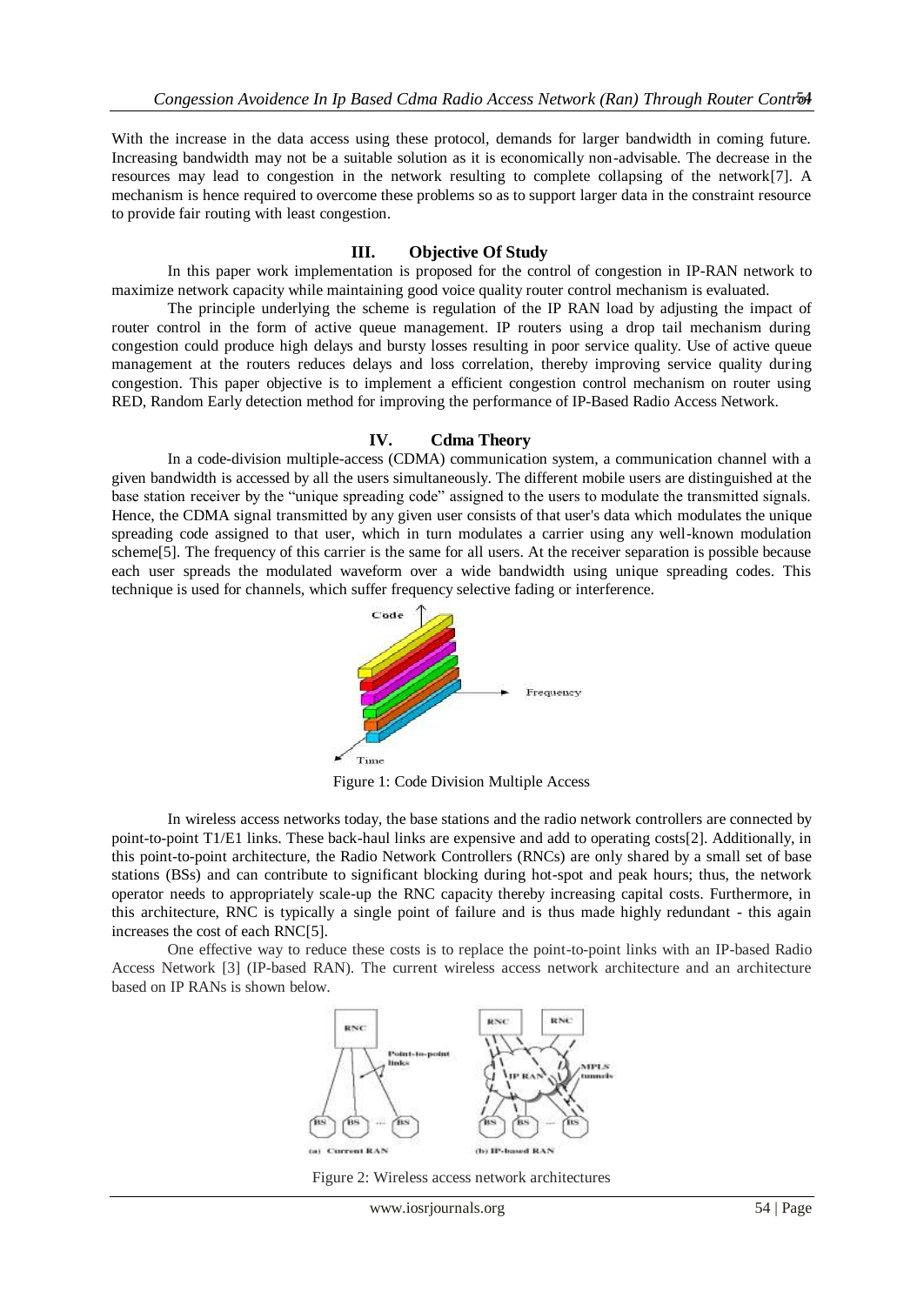With the increase in the data access using these protocol, demands for larger bandwidth in coming future. Increasing bandwidth may not be a suitable solution as it is economically non-advisable. The decrease in the resources may lead to congestion in the network resulting to complete collapsing of the network[7]. A mechanism is hence required to overcome these problems so as to support larger data in the constraint resource to provide fair routing with least congestion.

## III. Objective Of Study

In this paper work implementation is proposed for the control of congestion in IP-RAN network to maximize network capacity while maintaining good voice quality router control mechanism is evaluated.

The principle underlying the scheme is regulation of the IP RAN load by adjusting the impact of router control in the form of active queue management. IP routers using a drop tail mechanism during congestion could produce high delays and bursty losses resulting in poor service quality. Use of active queue management at the routers reduces delays and loss correlation, thereby improving service quality during congestion. This paper objective is to implement a efficient congestion control mechanism on router using RED, Random Early detection method for improving the performance of IP-Based Radio Access Network.

## IV. Cdma Theory

In a code-division multiple-access (CDMA) communication system, a communication channel with a given bandwidth is accessed by all the users simultaneously. The different mobile users are distinguished at the base station receiver by the "unique spreading code" assigned to the users to modulate the transmitted signals. Hence, the CDMA signal transmitted by any given user consists of that user's data which modulates the unique spreading code assigned to that user, which in turn modulates a carrier using any well-known modulation scheme[5]. The frequency of this carrier is the same for all users. At the receiver separation is possible because each user spreads the modulated waveform over a wide bandwidth using unique spreading codes. This technique is used for channels, which suffer frequency selective fading or interference.

Figure 1: Code Division Multiple Access

In wireless access networks today, the base stations and the radio network controllers are connected by point-to-point T1/E1 links. These back-haul links are expensive and add to operating costs[2]. Additionally, in this point-to-point architecture, the Radio Network Controllers (RNCs) are only shared by a small set of base stations (BSs) and can contribute to significant blocking during hot-spot and peak hours; thus, the network operator needs to appropriately scale-up the RNC capacity thereby increasing capital costs. Furthermore, in this architecture, RNC is typically a single point of failure and is thus made highly redundant - this again increases the cost of each RNC[5].

One effective way to reduce these costs is to replace the point-to-point links with an IP-based Radio Access Network [3] (IP-based RAN). The current wireless access network architecture and an architecture based on IP RANs is shown below.

Figure 2: Wireless access network architectures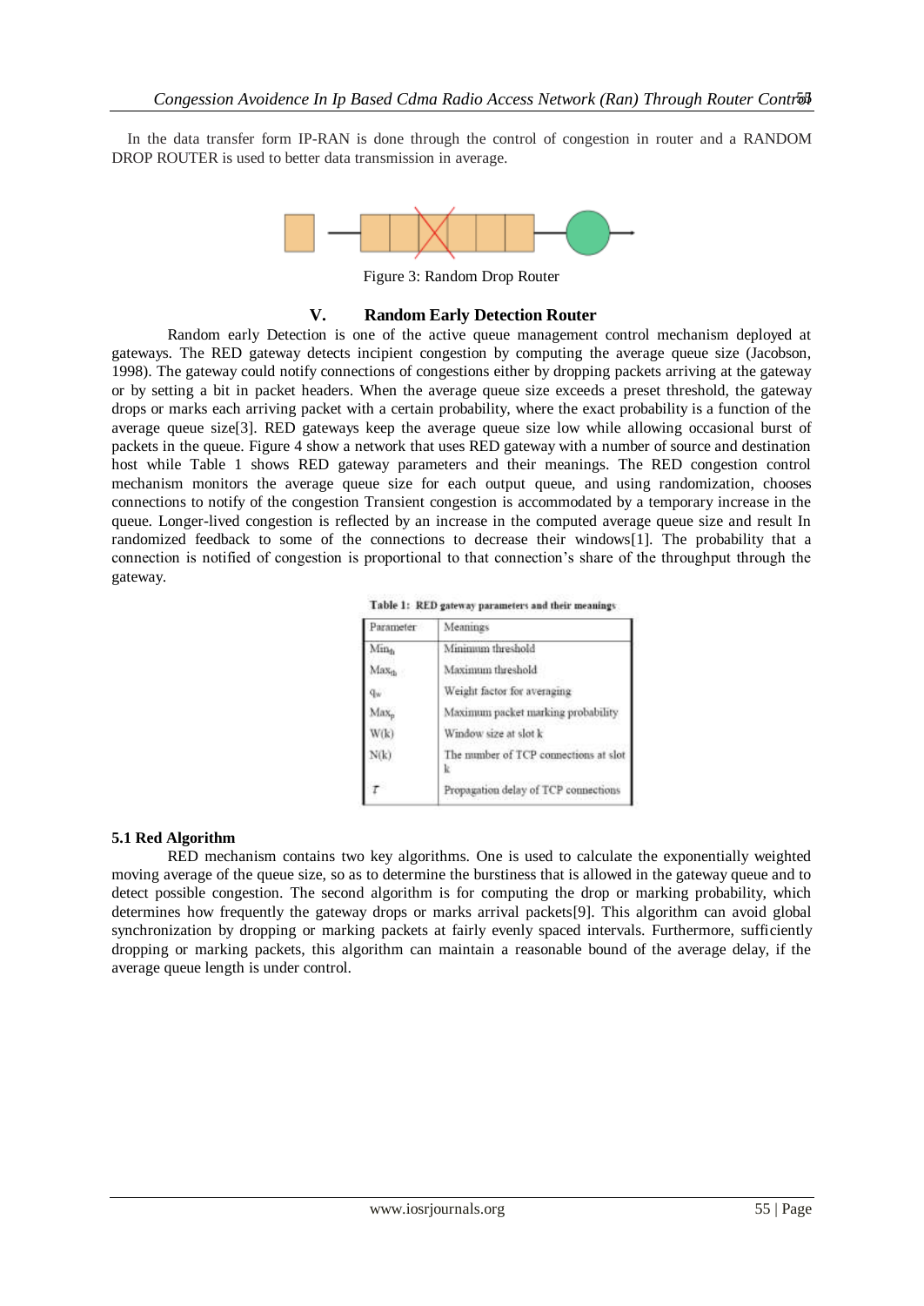In the data transfer form IP-RAN is done through the control of congestion in router and a RANDOM DROP ROUTER is used to better data transmission in average.

Figure 3: Random Drop Router

## V. Random Early Detection Router

Random early Detection is one of the active queue management control mechanism deployed at gateways. The RED gateway detects incipient congestion by computing the average queue size (Jacobson, 1998). The gateway could notify connections of congestions either by dropping packets arriving at the gateway or by setting a bit in packet headers. When the average queue size exceeds a preset threshold, the gateway drops or marks each arriving packet with a certain probability, where the exact probability is a function of the average queue size[3]. RED gateways keep the average queue size low while allowing occasional burst of packets in the queue. Figure 4 show a network that uses RED gateway with a number of source and destination host while Table 1 shows RED gateway parameters and their meanings. The RED congestion control mechanism monitors the average queue size for each output queue, and using randomization, chooses connections to notify of the congestion Transient congestion is accommodated by a temporary increase in the queue. Longer-lived congestion is reflected by an increase in the computed average queue size and result In randomized feedback to some of the connections to decrease their windows[1]. The probability that a connection is notified of congestion is proportional to that connection's share of the throughput through the gateway.

**Table 1: RED gateway parameters and their meanings**

| Parameter | Meanings |
|---|---|
| $Min_{th}$ | Minimum threshold |
| $Max_{th}$ | Maximum threshold |
| $q_w$ | Weight factor for averaging |
| $Max_p$ | Maximum packet marking probability |
| W(k) | Window size at slot k |
| N(k) | The number of TCP connections at slot k |
| $\tau$ | Propagation delay of TCP connections |

### 5.1 Red Algorithm

RED mechanism contains two key algorithms. One is used to calculate the exponentially weighted moving average of the queue size, so as to determine the burstiness that is allowed in the gateway queue and to detect possible congestion. The second algorithm is for computing the drop or marking probability, which determines how frequently the gateway drops or marks arrival packets[9]. This algorithm can avoid global synchronization by dropping or marking packets at fairly evenly spaced intervals. Furthermore, sufficiently dropping or marking packets, this algorithm can maintain a reasonable bound of the average delay, if the average queue length is under control.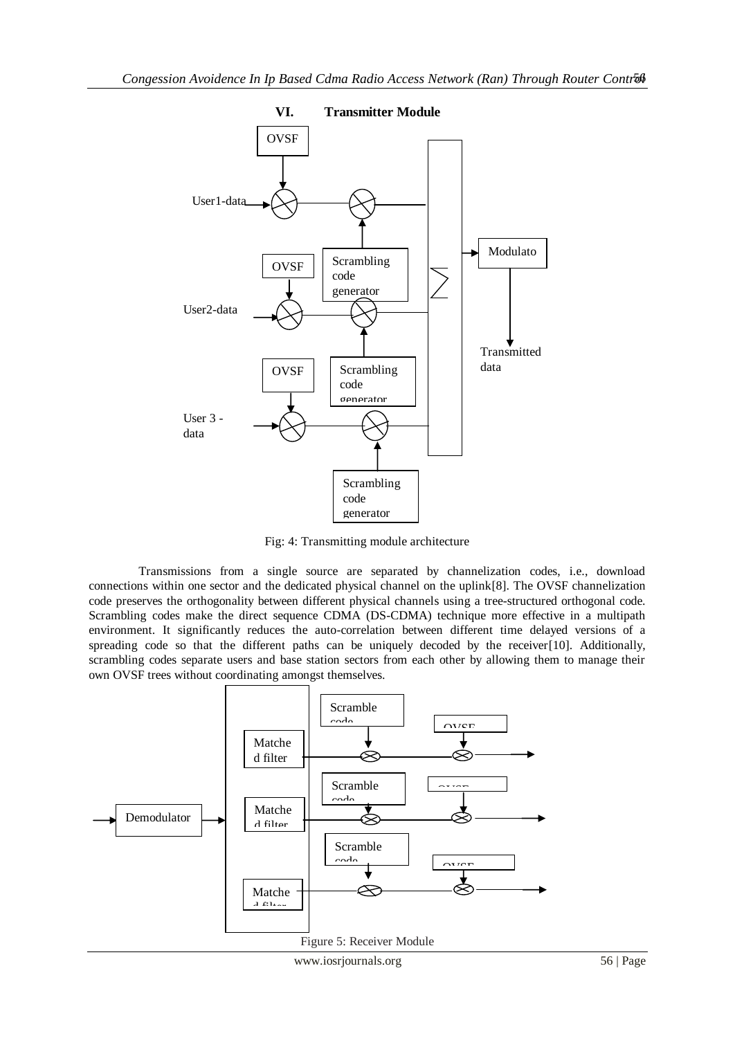## VI. Transmitter Module

Fig: 4: Transmitting module architecture

Transmissions from a single source are separated by channelization codes, i.e., download connections within one sector and the dedicated physical channel on the uplink[8]. The OVSF channelization code preserves the orthogonality between different physical channels using a tree-structured orthogonal code. Scrambling codes make the direct sequence CDMA (DS-CDMA) technique more effective in a multipath environment. It significantly reduces the auto-correlation between different time delayed versions of a spreading code so that the different paths can be uniquely decoded by the receiver[10]. Additionally, scrambling codes separate users and base station sectors from each other by allowing them to manage their own OVSF trees without coordinating amongst themselves.

Figure 5: Receiver Module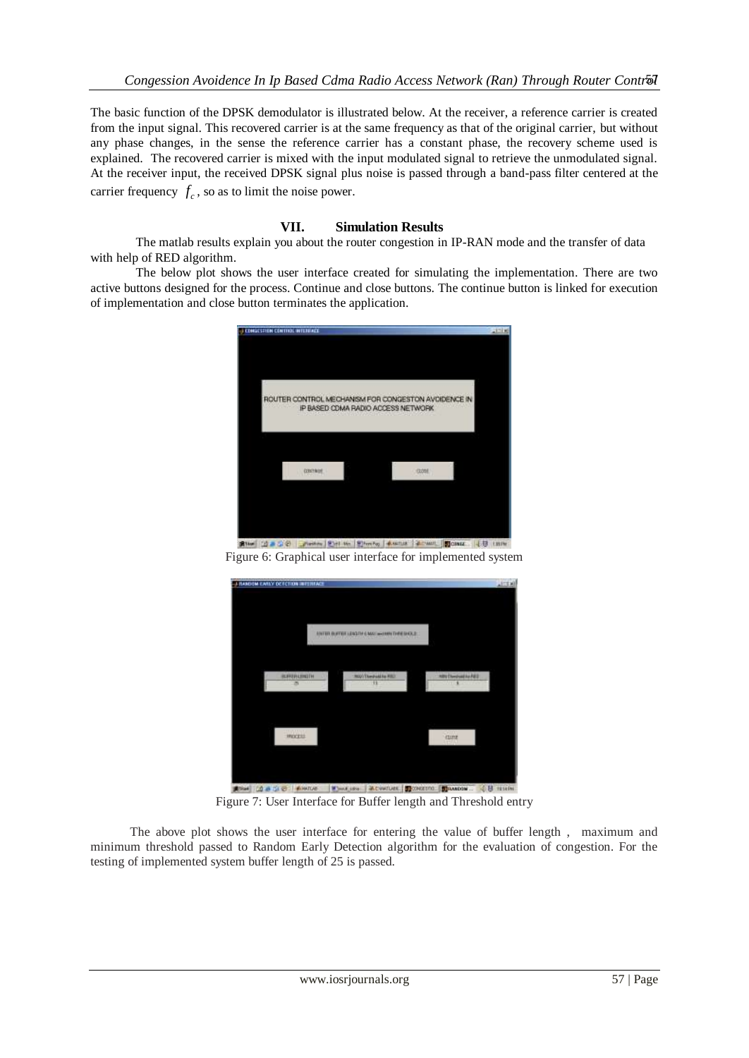The basic function of the DPSK demodulator is illustrated below. At the receiver, a reference carrier is created from the input signal. This recovered carrier is at the same frequency as that of the original carrier, but without any phase changes, in the sense the reference carrier has a constant phase, the recovery scheme used is explained. The recovered carrier is mixed with the input modulated signal to retrieve the unmodulated signal. At the receiver input, the received DPSK signal plus noise is passed through a band-pass filter centered at the carrier frequency $f_c$, so as to limit the noise power.

## VII. Simulation Results

The matlab results explain you about the router congestion in IP-RAN mode and the transfer of data with help of RED algorithm.

The below plot shows the user interface created for simulating the implementation. There are two active buttons designed for the process. Continue and close buttons. The continue button is linked for execution of implementation and close button terminates the application.

Figure 6: Graphical user interface for implemented system

Figure 7: User Interface for Buffer length and Threshold entry

The above plot shows the user interface for entering the value of buffer length , maximum and minimum threshold passed to Random Early Detection algorithm for the evaluation of congestion. For the testing of implemented system buffer length of 25 is passed.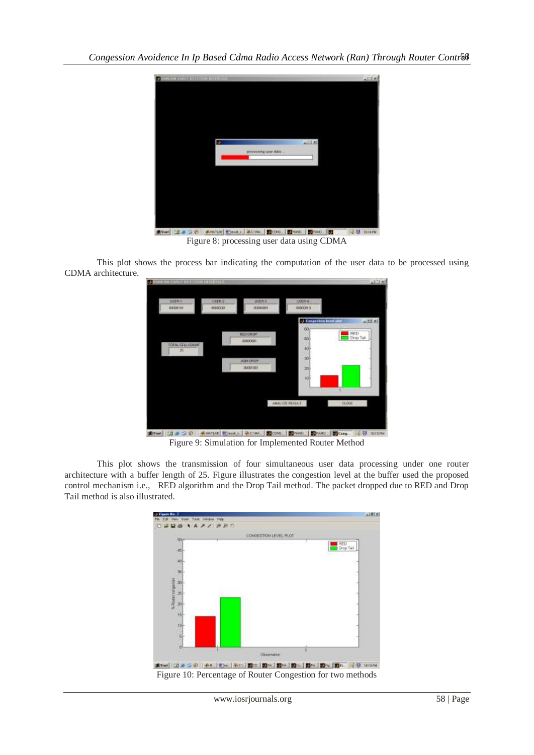Figure 8: processing user data using CDMA

This plot shows the process bar indicating the computation of the user data to be processed using CDMA architecture.

Figure 9: Simulation for Implemented Router Method

This plot shows the transmission of four simultaneous user data processing under one router architecture with a buffer length of 25. Figure illustrates the congestion level at the buffer used the proposed control mechanism i.e., RED algorithm and the Drop Tail method. The packet dropped due to RED and Drop Tail method is also illustrated.

Figure 10: Percentage of Router Congestion for two methods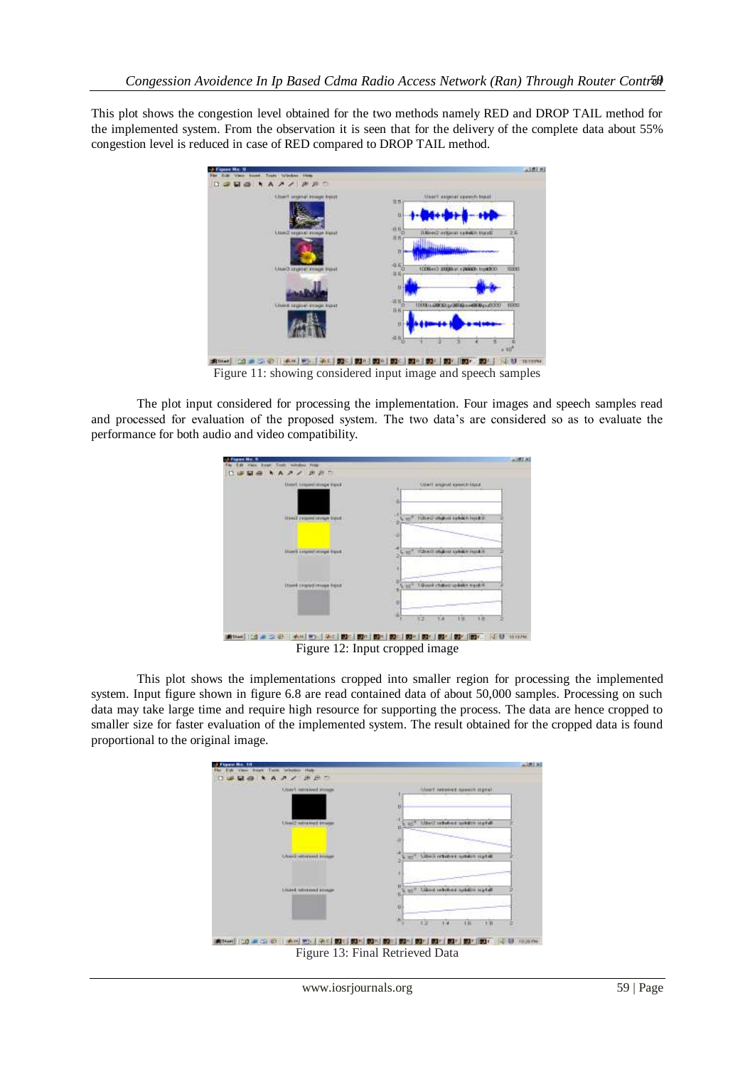This plot shows the congestion level obtained for the two methods namely RED and DROP TAIL method for the implemented system. From the observation it is seen that for the delivery of the complete data about 55% congestion level is reduced in case of RED compared to DROP TAIL method.

Figure 11: showing considered input image and speech samples

The plot input considered for processing the implementation. Four images and speech samples read and processed for evaluation of the proposed system. The two data's are considered so as to evaluate the performance for both audio and video compatibility.

Figure 12: Input cropped image

This plot shows the implementations cropped into smaller region for processing the implemented system. Input figure shown in figure 6.8 are read contained data of about 50,000 samples. Processing on such data may take large time and require high resource for supporting the process. The data are hence cropped to smaller size for faster evaluation of the implemented system. The result obtained for the cropped data is found proportional to the original image.

Figure 13: Final Retrieved Data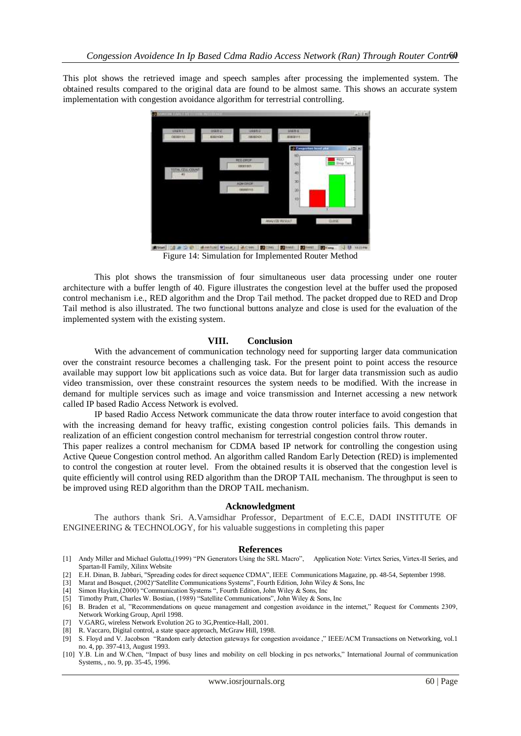This plot shows the retrieved image and speech samples after processing the implemented system. The obtained results compared to the original data are found to be almost same. This shows an accurate system implementation with congestion avoidance algorithm for terrestrial controlling.

Figure 14: Simulation for Implemented Router Method

This plot shows the transmission of four simultaneous user data processing under one router architecture with a buffer length of 40. Figure illustrates the congestion level at the buffer used the proposed control mechanism i.e., RED algorithm and the Drop Tail method. The packet dropped due to RED and Drop Tail method is also illustrated. The two functional buttons analyze and close is used for the evaluation of the implemented system with the existing system.

## VIII. Conclusion

With the advancement of communication technology need for supporting larger data communication over the constraint resource becomes a challenging task. For the present point to point access the resource available may support low bit applications such as voice data. But for larger data transmission such as audio video transmission, over these constraint resources the system needs to be modified. With the increase in demand for multiple services such as image and voice transmission and Internet accessing a new network called IP based Radio Access Network is evolved.

IP based Radio Access Network communicate the data throw router interface to avoid congestion that with the increasing demand for heavy traffic, existing congestion control policies fails. This demands in realization of an efficient congestion control mechanism for terrestrial congestion control throw router.

This paper realizes a control mechanism for CDMA based IP network for controlling the congestion using Active Queue Congestion control method. An algorithm called Random Early Detection (RED) is implemented to control the congestion at router level. From the obtained results it is observed that the congestion level is quite efficiently will control using RED algorithm than the DROP TAIL mechanism. The throughput is seen to be improved using RED algorithm than the DROP TAIL mechanism.

## Acknowledgment

The authors thank Sri. A.Vamsidhar Professor, Department of E.C.E, DADI INSTITUTE OF ENGINEERING & TECHNOLOGY, for his valuable suggestions in completing this paper

## References

[1] Andy Miller and Michael Gulotta,(1999) "PN Generators Using the SRL Macro", Application Note: Virtex Series, Virtex-II Series, and Spartan-II Family, Xilinx Website

[2] E.H. Dinan, B. Jabbari, "Spreading codes for direct sequence CDMA", IEEE Communications Magazine, pp. 48-54, September 1998.

[3] Marat and Bosquet, (2002)"Satellite Communications Systems", Fourth Edition, John Wiley & Sons, Inc

[4] Simon Haykin,(2000) "Communication Systems ", Fourth Edition, John Wiley & Sons, Inc

[5] Timothy Pratt, Charles W. Bostian, (1989) "Satellite Communications", John Wiley & Sons, Inc

[6] B. Braden et al, "Recommendations on queue management and congestion avoidance in the internet," Request for Comments 2309, Network Working Group, April 1998.

[7] V.GARG, wireless Network Evolution 2G to 3G,Prentice-Hall, 2001.

[8] R. Vaccaro, Digital control, a state space approach, McGraw Hill, 1998.

[9] S. Floyd and V. Jacobson "Random early detection gateways for congestion avoidance ," IEEE/ACM Transactions on Networking, vol.1 no. 4, pp. 397-413, August 1993.

[10] Y.B. Lin and W.Chen, "Impact of busy lines and mobility on cell blocking in pcs networks," International Journal of communication Systems, , no. 9, pp. 35-45, 1996.